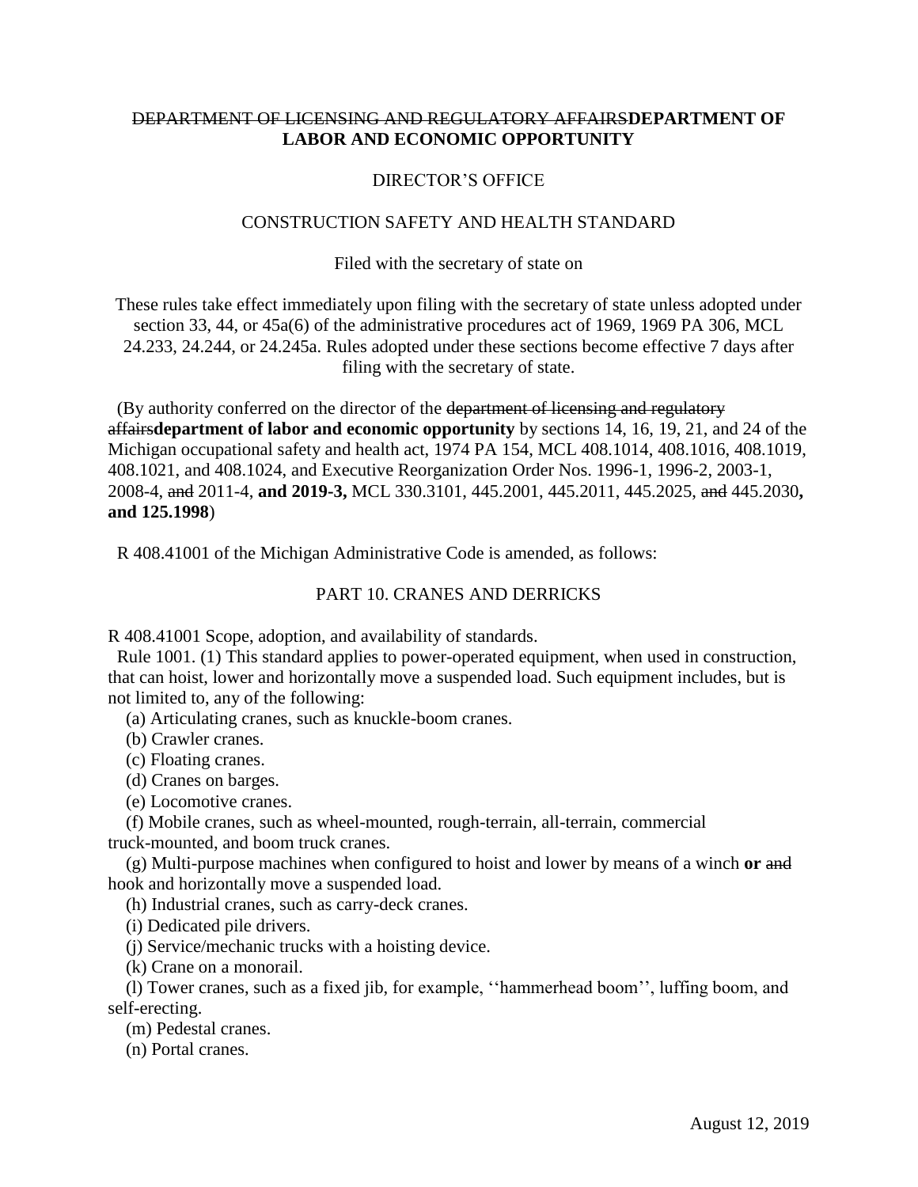~~DEPARTMENT OF LICENSING AND REGULATORY AFFAIRS~~**DEPARTMENT OF LABOR AND ECONOMIC OPPORTUNITY**

DIRECTOR'S OFFICE

CONSTRUCTION SAFETY AND HEALTH STANDARD

Filed with the secretary of state on

These rules take effect immediately upon filing with the secretary of state unless adopted under section 33, 44, or 45a(6) of the administrative procedures act of 1969, 1969 PA 306, MCL 24.233, 24.244, or 24.245a. Rules adopted under these sections become effective 7 days after filing with the secretary of state.

(By authority conferred on the director of the ~~department of licensing and regulatory affairs~~**department of labor and economic opportunity** by sections 14, 16, 19, 21, and 24 of the Michigan occupational safety and health act, 1974 PA 154, MCL 408.1014, 408.1016, 408.1019, 408.1021, and 408.1024, and Executive Reorganization Order Nos. 1996-1, 1996-2, 2003-1, 2008-4, ~~and~~ 2011-4, **and 2019-3,** MCL 330.3101, 445.2001, 445.2011, 445.2025, ~~and~~ 445.2030**, and 125.1998**)

R 408.41001 of the Michigan Administrative Code is amended, as follows:

PART 10. CRANES AND DERRICKS

R 408.41001 Scope, adoption, and availability of standards.

Rule 1001. (1) This standard applies to power-operated equipment, when used in construction, that can hoist, lower and horizontally move a suspended load. Such equipment includes, but is not limited to, any of the following:

(a) Articulating cranes, such as knuckle-boom cranes.

(b) Crawler cranes.

(c) Floating cranes.

(d) Cranes on barges.

(e) Locomotive cranes.

(f) Mobile cranes, such as wheel-mounted, rough-terrain, all-terrain, commercial truck-mounted, and boom truck cranes.

(g) Multi-purpose machines when configured to hoist and lower by means of a winch **or** ~~and~~ hook and horizontally move a suspended load.

(h) Industrial cranes, such as carry-deck cranes.

(i) Dedicated pile drivers.

(j) Service/mechanic trucks with a hoisting device.

(k) Crane on a monorail.

(l) Tower cranes, such as a fixed jib, for example, ''hammerhead boom'', luffing boom, and self-erecting.

(m) Pedestal cranes.

(n) Portal cranes.

August 12, 2019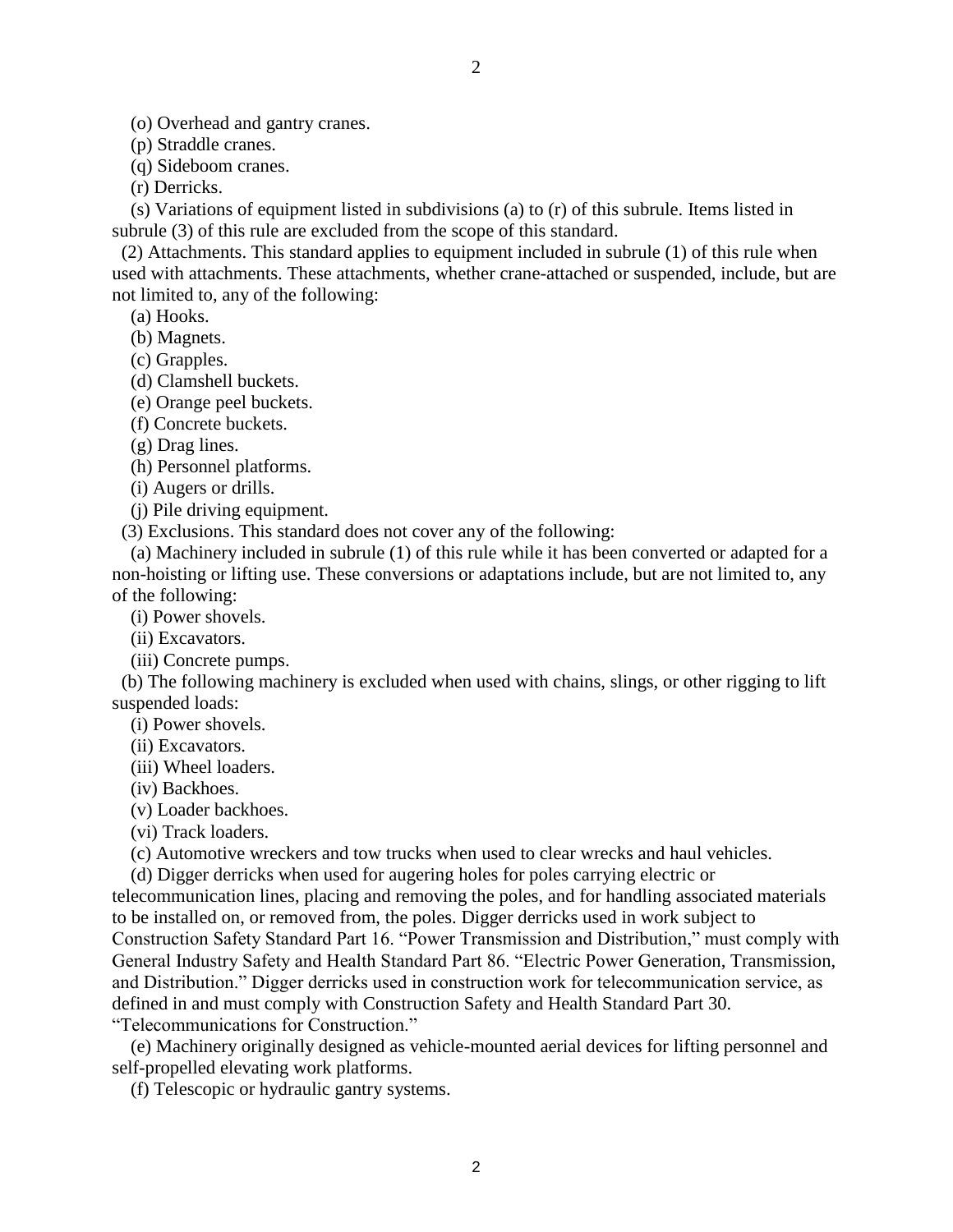(o) Overhead and gantry cranes.

(p) Straddle cranes.

(q) Sideboom cranes.

(r) Derricks.

(s) Variations of equipment listed in subdivisions (a) to (r) of this subrule. Items listed in subrule (3) of this rule are excluded from the scope of this standard.

(2) Attachments. This standard applies to equipment included in subrule (1) of this rule when used with attachments. These attachments, whether crane-attached or suspended, include, but are not limited to, any of the following:

(a) Hooks.

(b) Magnets.

(c) Grapples.

(d) Clamshell buckets.

(e) Orange peel buckets.

(f) Concrete buckets.

(g) Drag lines.

(h) Personnel platforms.

(i) Augers or drills.

(j) Pile driving equipment.

(3) Exclusions. This standard does not cover any of the following:

(a) Machinery included in subrule (1) of this rule while it has been converted or adapted for a non-hoisting or lifting use. These conversions or adaptations include, but are not limited to, any of the following:

(i) Power shovels.

(ii) Excavators.

(iii) Concrete pumps.

(b) The following machinery is excluded when used with chains, slings, or other rigging to lift suspended loads:

(i) Power shovels.

(ii) Excavators.

(iii) Wheel loaders.

(iv) Backhoes.

(v) Loader backhoes.

(vi) Track loaders.

(c) Automotive wreckers and tow trucks when used to clear wrecks and haul vehicles.

(d) Digger derricks when used for augering holes for poles carrying electric or telecommunication lines, placing and removing the poles, and for handling associated materials to be installed on, or removed from, the poles. Digger derricks used in work subject to Construction Safety Standard Part 16. "Power Transmission and Distribution," must comply with General Industry Safety and Health Standard Part 86. "Electric Power Generation, Transmission, and Distribution." Digger derricks used in construction work for telecommunication service, as defined in and must comply with Construction Safety and Health Standard Part 30. "Telecommunications for Construction."

(e) Machinery originally designed as vehicle-mounted aerial devices for lifting personnel and self-propelled elevating work platforms.

(f) Telescopic or hydraulic gantry systems.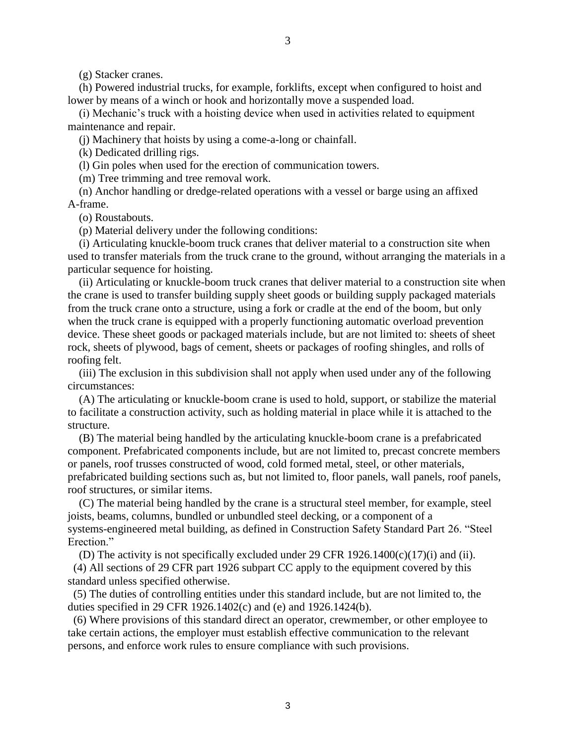(g) Stacker cranes.

(h) Powered industrial trucks, for example, forklifts, except when configured to hoist and lower by means of a winch or hook and horizontally move a suspended load.

(i) Mechanic's truck with a hoisting device when used in activities related to equipment maintenance and repair.

(j) Machinery that hoists by using a come-a-long or chainfall.

(k) Dedicated drilling rigs.

(l) Gin poles when used for the erection of communication towers.

(m) Tree trimming and tree removal work.

(n) Anchor handling or dredge-related operations with a vessel or barge using an affixed A-frame.

(o) Roustabouts.

(p) Material delivery under the following conditions:

(i) Articulating knuckle-boom truck cranes that deliver material to a construction site when used to transfer materials from the truck crane to the ground, without arranging the materials in a particular sequence for hoisting.

(ii) Articulating or knuckle-boom truck cranes that deliver material to a construction site when the crane is used to transfer building supply sheet goods or building supply packaged materials from the truck crane onto a structure, using a fork or cradle at the end of the boom, but only when the truck crane is equipped with a properly functioning automatic overload prevention device. These sheet goods or packaged materials include, but are not limited to: sheets of sheet rock, sheets of plywood, bags of cement, sheets or packages of roofing shingles, and rolls of roofing felt.

(iii) The exclusion in this subdivision shall not apply when used under any of the following circumstances:

(A) The articulating or knuckle-boom crane is used to hold, support, or stabilize the material to facilitate a construction activity, such as holding material in place while it is attached to the structure.

(B) The material being handled by the articulating knuckle-boom crane is a prefabricated component. Prefabricated components include, but are not limited to, precast concrete members or panels, roof trusses constructed of wood, cold formed metal, steel, or other materials, prefabricated building sections such as, but not limited to, floor panels, wall panels, roof panels, roof structures, or similar items.

(C) The material being handled by the crane is a structural steel member, for example, steel joists, beams, columns, bundled or unbundled steel decking, or a component of a systems-engineered metal building, as defined in Construction Safety Standard Part 26. "Steel Erection."

(D) The activity is not specifically excluded under 29 CFR 1926.1400(c)(17)(i) and (ii).

(4) All sections of 29 CFR part 1926 subpart CC apply to the equipment covered by this standard unless specified otherwise.

(5) The duties of controlling entities under this standard include, but are not limited to, the duties specified in 29 CFR 1926.1402(c) and (e) and 1926.1424(b).

(6) Where provisions of this standard direct an operator, crewmember, or other employee to take certain actions, the employer must establish effective communication to the relevant persons, and enforce work rules to ensure compliance with such provisions.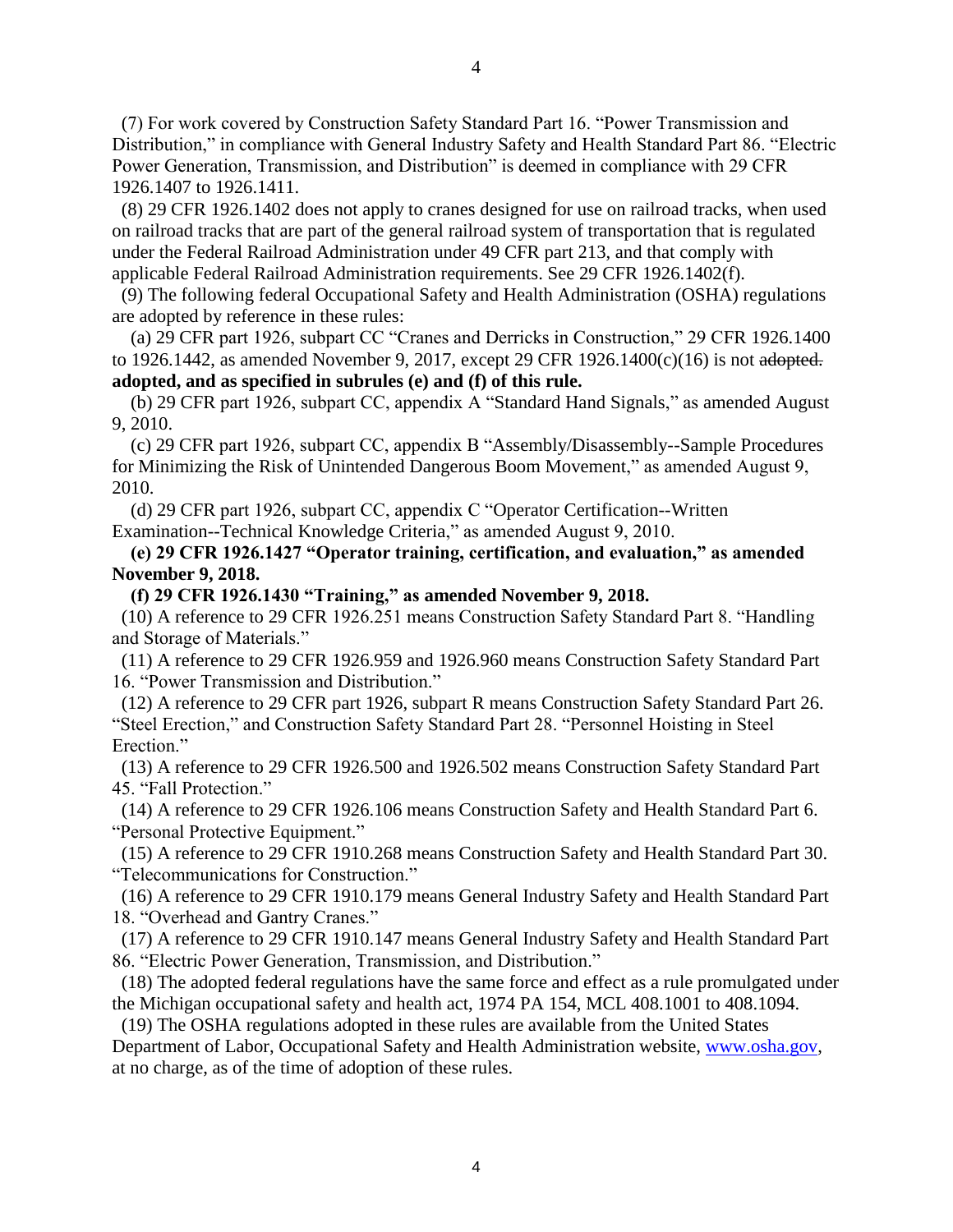(7) For work covered by Construction Safety Standard Part 16. "Power Transmission and Distribution," in compliance with General Industry Safety and Health Standard Part 86. "Electric Power Generation, Transmission, and Distribution" is deemed in compliance with 29 CFR 1926.1407 to 1926.1411.

(8) 29 CFR 1926.1402 does not apply to cranes designed for use on railroad tracks, when used on railroad tracks that are part of the general railroad system of transportation that is regulated under the Federal Railroad Administration under 49 CFR part 213, and that comply with applicable Federal Railroad Administration requirements. See 29 CFR 1926.1402(f).

(9) The following federal Occupational Safety and Health Administration (OSHA) regulations are adopted by reference in these rules:

(a) 29 CFR part 1926, subpart CC "Cranes and Derricks in Construction," 29 CFR 1926.1400 to 1926.1442, as amended November 9, 2017, except 29 CFR 1926.1400(c)(16) is not ~~adopted.~~ **adopted, and as specified in subrules (e) and (f) of this rule.**

(b) 29 CFR part 1926, subpart CC, appendix A "Standard Hand Signals," as amended August 9, 2010.

(c) 29 CFR part 1926, subpart CC, appendix B "Assembly/Disassembly--Sample Procedures for Minimizing the Risk of Unintended Dangerous Boom Movement," as amended August 9, 2010.

(d) 29 CFR part 1926, subpart CC, appendix C "Operator Certification--Written Examination--Technical Knowledge Criteria," as amended August 9, 2010.

**(e) 29 CFR 1926.1427 "Operator training, certification, and evaluation," as amended November 9, 2018.**

**(f) 29 CFR 1926.1430 "Training," as amended November 9, 2018.**

(10) A reference to 29 CFR 1926.251 means Construction Safety Standard Part 8. "Handling and Storage of Materials."

(11) A reference to 29 CFR 1926.959 and 1926.960 means Construction Safety Standard Part 16. "Power Transmission and Distribution."

(12) A reference to 29 CFR part 1926, subpart R means Construction Safety Standard Part 26. "Steel Erection," and Construction Safety Standard Part 28. "Personnel Hoisting in Steel Erection."

(13) A reference to 29 CFR 1926.500 and 1926.502 means Construction Safety Standard Part 45. "Fall Protection."

(14) A reference to 29 CFR 1926.106 means Construction Safety and Health Standard Part 6. "Personal Protective Equipment."

(15) A reference to 29 CFR 1910.268 means Construction Safety and Health Standard Part 30. "Telecommunications for Construction."

(16) A reference to 29 CFR 1910.179 means General Industry Safety and Health Standard Part 18. "Overhead and Gantry Cranes."

(17) A reference to 29 CFR 1910.147 means General Industry Safety and Health Standard Part 86. "Electric Power Generation, Transmission, and Distribution."

(18) The adopted federal regulations have the same force and effect as a rule promulgated under the Michigan occupational safety and health act, 1974 PA 154, MCL 408.1001 to 408.1094.

(19) The OSHA regulations adopted in these rules are available from the United States Department of Labor, Occupational Safety and Health Administration website, [www.osha.gov](http://www.osha.gov), at no charge, as of the time of adoption of these rules.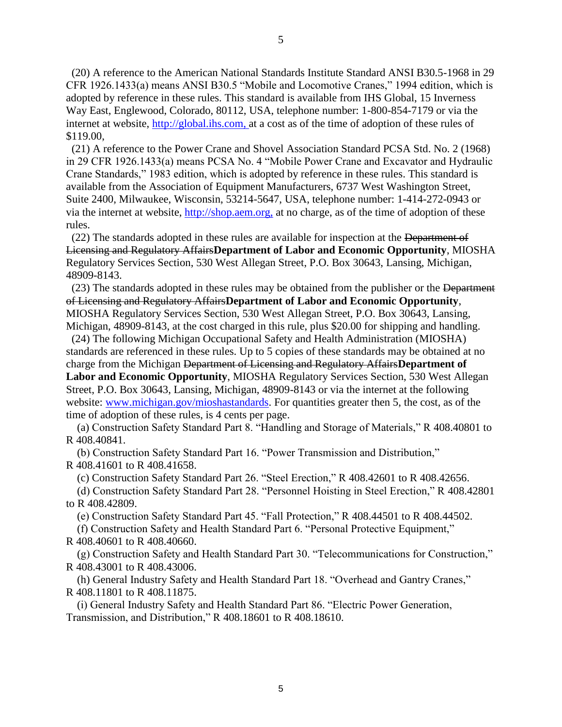(20) A reference to the American National Standards Institute Standard ANSI B30.5-1968 in 29 CFR 1926.1433(a) means ANSI B30.5 "Mobile and Locomotive Cranes," 1994 edition, which is adopted by reference in these rules. This standard is available from IHS Global, 15 Inverness Way East, Englewood, Colorado, 80112, USA, telephone number: 1-800-854-7179 or via the internet at website, http://global.ihs.com, at a cost as of the time of adoption of these rules of $119.00,

(21) A reference to the Power Crane and Shovel Association Standard PCSA Std. No. 2 (1968) in 29 CFR 1926.1433(a) means PCSA No. 4 "Mobile Power Crane and Excavator and Hydraulic Crane Standards," 1983 edition, which is adopted by reference in these rules. This standard is available from the Association of Equipment Manufacturers, 6737 West Washington Street, Suite 2400, Milwaukee, Wisconsin, 53214-5647, USA, telephone number: 1-414-272-0943 or via the internet at website, http://shop.aem.org, at no charge, as of the time of adoption of these rules.

(22) The standards adopted in these rules are available for inspection at the ~~Department of Licensing and Regulatory Affairs~~**Department of Labor and Economic Opportunity**, MIOSHA Regulatory Services Section, 530 West Allegan Street, P.O. Box 30643, Lansing, Michigan, 48909-8143.

(23) The standards adopted in these rules may be obtained from the publisher or the ~~Department of Licensing and Regulatory Affairs~~**Department of Labor and Economic Opportunity**, MIOSHA Regulatory Services Section, 530 West Allegan Street, P.O. Box 30643, Lansing, Michigan, 48909-8143, at the cost charged in this rule, plus $20.00 for shipping and handling.

(24) The following Michigan Occupational Safety and Health Administration (MIOSHA) standards are referenced in these rules. Up to 5 copies of these standards may be obtained at no charge from the Michigan ~~Department of Licensing and Regulatory Affairs~~**Department of Labor and Economic Opportunity**, MIOSHA Regulatory Services Section, 530 West Allegan Street, P.O. Box 30643, Lansing, Michigan, 48909-8143 or via the internet at the following website: www.michigan.gov/mioshastandards. For quantities greater then 5, the cost, as of the time of adoption of these rules, is 4 cents per page.

(a) Construction Safety Standard Part 8. "Handling and Storage of Materials," R 408.40801 to R 408.40841.

(b) Construction Safety Standard Part 16. "Power Transmission and Distribution," R 408.41601 to R 408.41658.

(c) Construction Safety Standard Part 26. "Steel Erection," R 408.42601 to R 408.42656.

(d) Construction Safety Standard Part 28. "Personnel Hoisting in Steel Erection," R 408.42801 to R 408.42809.

(e) Construction Safety Standard Part 45. "Fall Protection," R 408.44501 to R 408.44502.

(f) Construction Safety and Health Standard Part 6. "Personal Protective Equipment," R 408.40601 to R 408.40660.

(g) Construction Safety and Health Standard Part 30. "Telecommunications for Construction," R 408.43001 to R 408.43006.

(h) General Industry Safety and Health Standard Part 18. "Overhead and Gantry Cranes," R 408.11801 to R 408.11875.

(i) General Industry Safety and Health Standard Part 86. "Electric Power Generation, Transmission, and Distribution," R 408.18601 to R 408.18610.